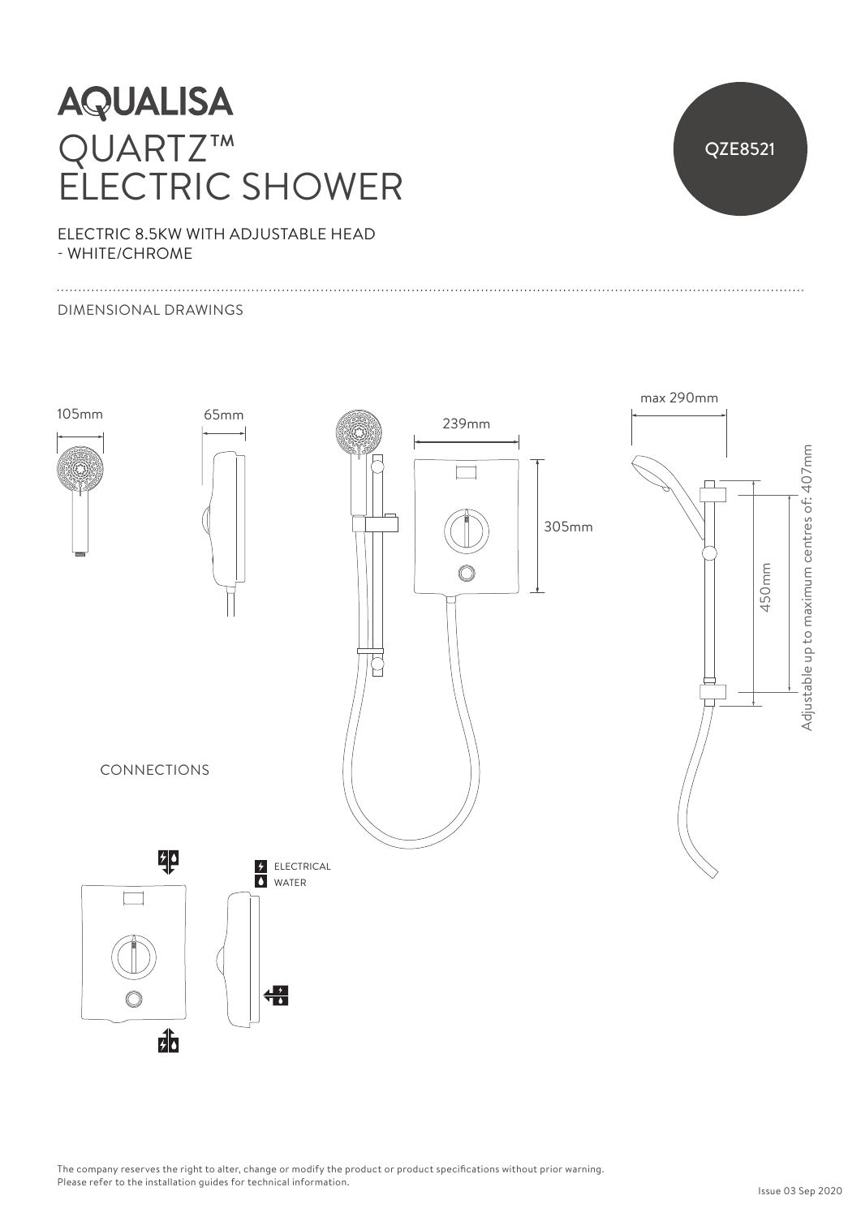# AQUALISA

# QUARTZ™ ELECTRIC SHOWER

QZE8521

ELECTRIC 8.5KW WITH ADJUSTABLE HEAD
- WHITE/CHROME

DIMENSIONAL DRAWINGS

105mm

65mm

239mm

305mm

max 290mm

450mm

Adjustable up to maximum centres of: 407mm

CONNECTIONS

ELECTRICAL

WATER

The company reserves the right to alter, change or modify the product or product specifications without prior warning.
Please refer to the installation guides for technical information.

Issue 03 Sep 2020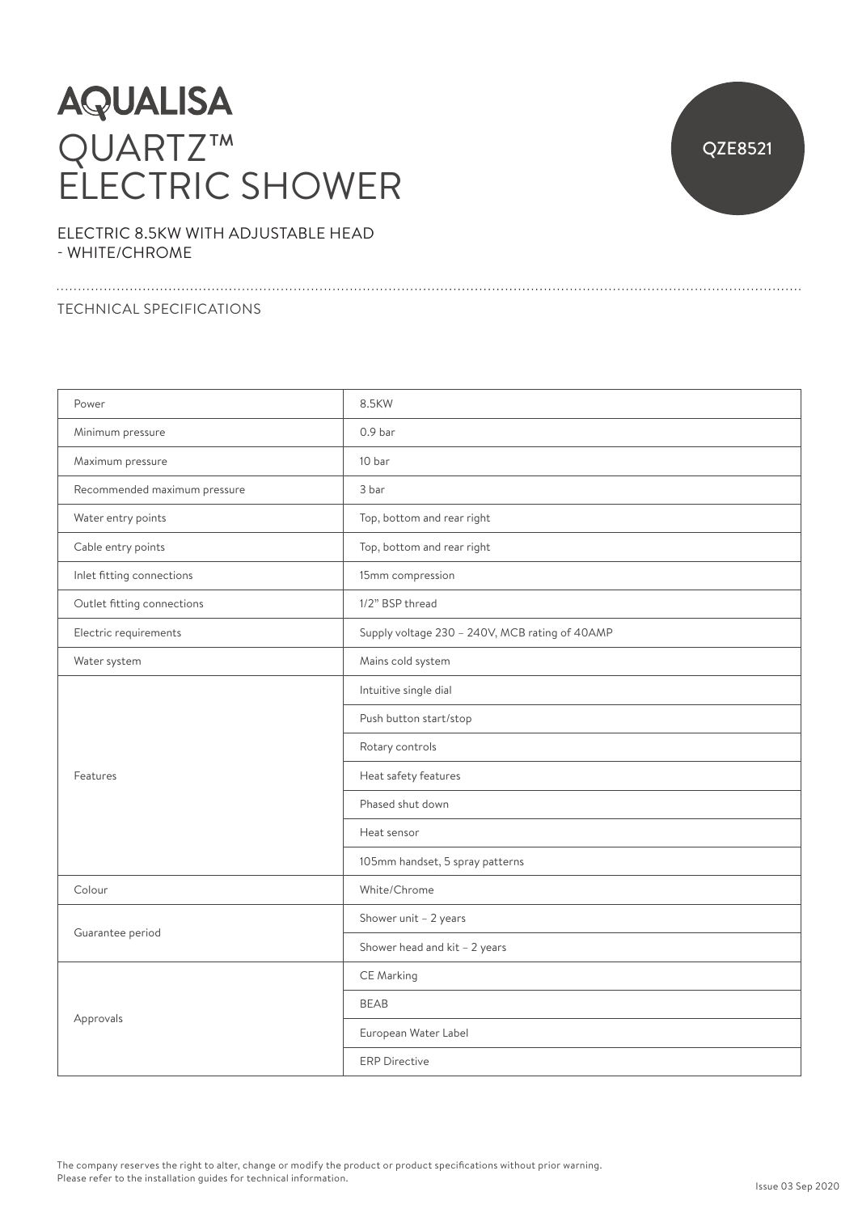# AQUALISA

# QUARTZ™ ELECTRIC SHOWER

QZE8521

ELECTRIC 8.5KW WITH ADJUSTABLE HEAD - WHITE/CHROME

## TECHNICAL SPECIFICATIONS

| | |
|---|---|
| Power | 8.5KW |
| Minimum pressure | 0.9 bar |
| Maximum pressure | 10 bar |
| Recommended maximum pressure | 3 bar |
| Water entry points | Top, bottom and rear right |
| Cable entry points | Top, bottom and rear right |
| Inlet fitting connections | 15mm compression |
| Outlet fitting connections | 1/2" BSP thread |
| Electric requirements | Supply voltage 230 – 240V, MCB rating of 40AMP |
| Water system | Mains cold system |
| Features | Intuitive single dial |
| | Push button start/stop |
| | Rotary controls |
| | Heat safety features |
| | Phased shut down |
| | Heat sensor |
| | 105mm handset, 5 spray patterns |
| Colour | White/Chrome |
| Guarantee period | Shower unit – 2 years |
| | Shower head and kit – 2 years |
| Approvals | CE Marking |
| | BEAB |
| | European Water Label |
| | ERP Directive |

The company reserves the right to alter, change or modify the product or product specifications without prior warning.
Please refer to the installation guides for technical information.

Issue 03 Sep 2020